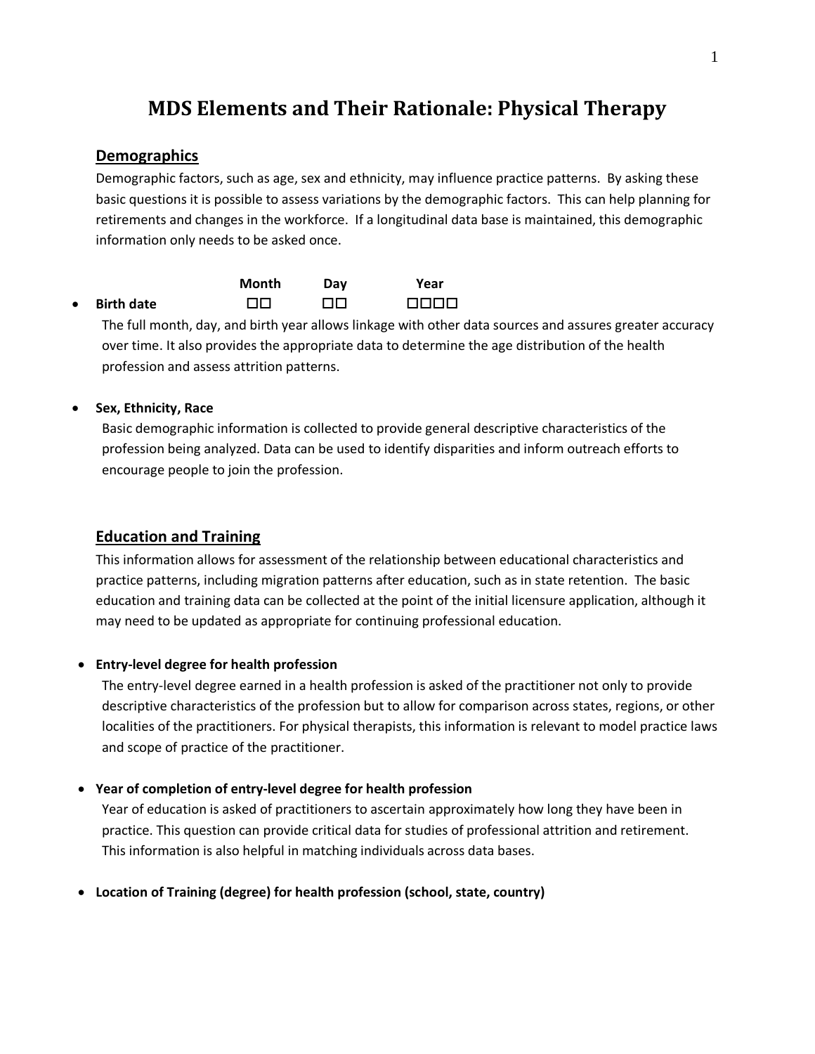# MDS Elements and Their Rationale: Physical Therapy

## Demographics

Demographic factors, such as age, sex and ethnicity, may influence practice patterns. By asking these basic questions it is possible to assess variations by the demographic factors. This can help planning for retirements and changes in the workforce. If a longitudinal data base is maintained, this demographic information only needs to be asked once.

|  | Month | Day | Year |
|---|---|---|---|
| • **Birth date** | ☐☐ | ☐☐ | ☐☐☐☐ |

The full month, day, and birth year allows linkage with other data sources and assures greater accuracy over time. It also provides the appropriate data to determine the age distribution of the health profession and assess attrition patterns.

- **Sex, Ethnicity, Race**

  Basic demographic information is collected to provide general descriptive characteristics of the profession being analyzed. Data can be used to identify disparities and inform outreach efforts to encourage people to join the profession.

## Education and Training

This information allows for assessment of the relationship between educational characteristics and practice patterns, including migration patterns after education, such as in state retention. The basic education and training data can be collected at the point of the initial licensure application, although it may need to be updated as appropriate for continuing professional education.

- **Entry-level degree for health profession**

  The entry-level degree earned in a health profession is asked of the practitioner not only to provide descriptive characteristics of the profession but to allow for comparison across states, regions, or other localities of the practitioners. For physical therapists, this information is relevant to model practice laws and scope of practice of the practitioner.

- **Year of completion of entry-level degree for health profession**

  Year of education is asked of practitioners to ascertain approximately how long they have been in practice. This question can provide critical data for studies of professional attrition and retirement. This information is also helpful in matching individuals across data bases.

- **Location of Training (degree) for health profession (school, state, country)**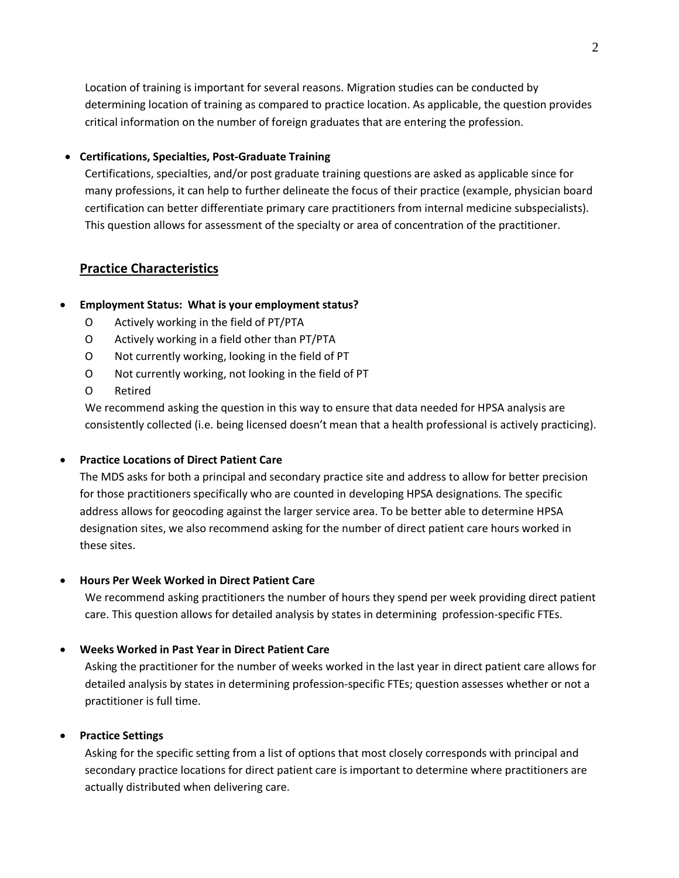Location of training is important for several reasons. Migration studies can be conducted by determining location of training as compared to practice location. As applicable, the question provides critical information on the number of foreign graduates that are entering the profession.

- **Certifications, Specialties, Post-Graduate Training**

  Certifications, specialties, and/or post graduate training questions are asked as applicable since for many professions, it can help to further delineate the focus of their practice (example, physician board certification can better differentiate primary care practitioners from internal medicine subspecialists). This question allows for assessment of the specialty or area of concentration of the practitioner.

## Practice Characteristics

- **Employment Status: What is your employment status?**
  - O Actively working in the field of PT/PTA
  - O Actively working in a field other than PT/PTA
  - O Not currently working, looking in the field of PT
  - O Not currently working, not looking in the field of PT
  - O Retired

  We recommend asking the question in this way to ensure that data needed for HPSA analysis are consistently collected (i.e. being licensed doesn't mean that a health professional is actively practicing).

- **Practice Locations of Direct Patient Care**

  The MDS asks for both a principal and secondary practice site and address to allow for better precision for those practitioners specifically who are counted in developing HPSA designations. The specific address allows for geocoding against the larger service area. To be better able to determine HPSA designation sites, we also recommend asking for the number of direct patient care hours worked in these sites.

- **Hours Per Week Worked in Direct Patient Care**

  We recommend asking practitioners the number of hours they spend per week providing direct patient care. This question allows for detailed analysis by states in determining profession-specific FTEs.

- **Weeks Worked in Past Year in Direct Patient Care**

  Asking the practitioner for the number of weeks worked in the last year in direct patient care allows for detailed analysis by states in determining profession-specific FTEs; question assesses whether or not a practitioner is full time.

- **Practice Settings**

  Asking for the specific setting from a list of options that most closely corresponds with principal and secondary practice locations for direct patient care is important to determine where practitioners are actually distributed when delivering care.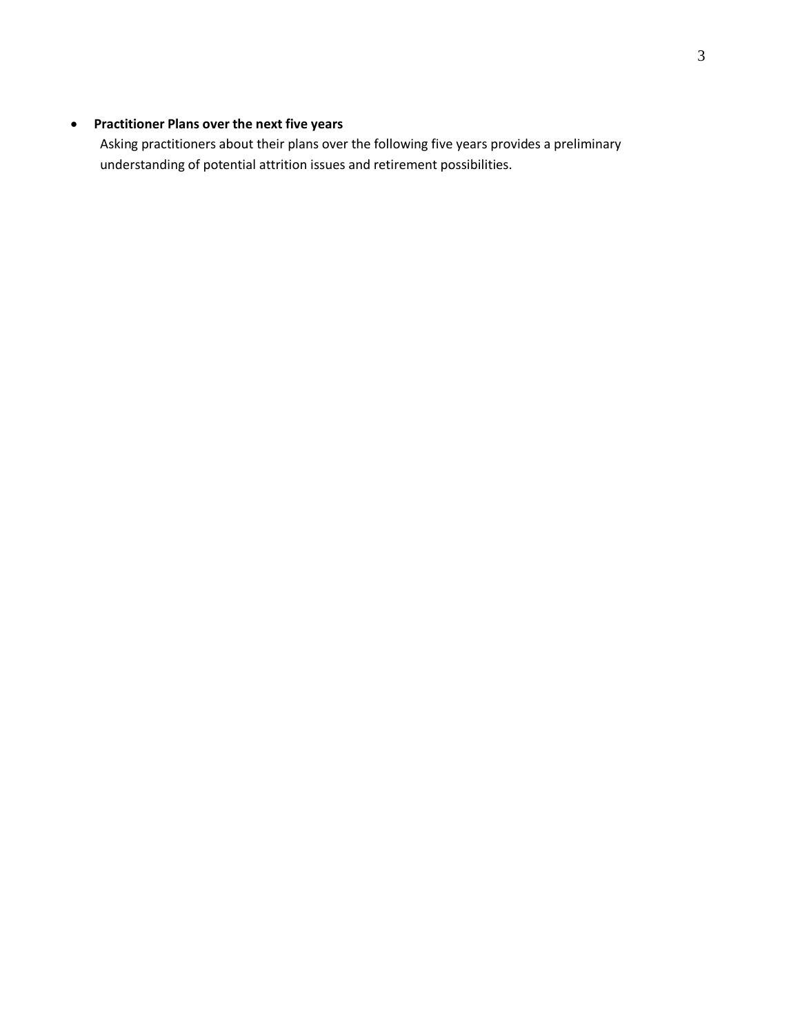- **Practitioner Plans over the next five years**

  Asking practitioners about their plans over the following five years provides a preliminary understanding of potential attrition issues and retirement possibilities.